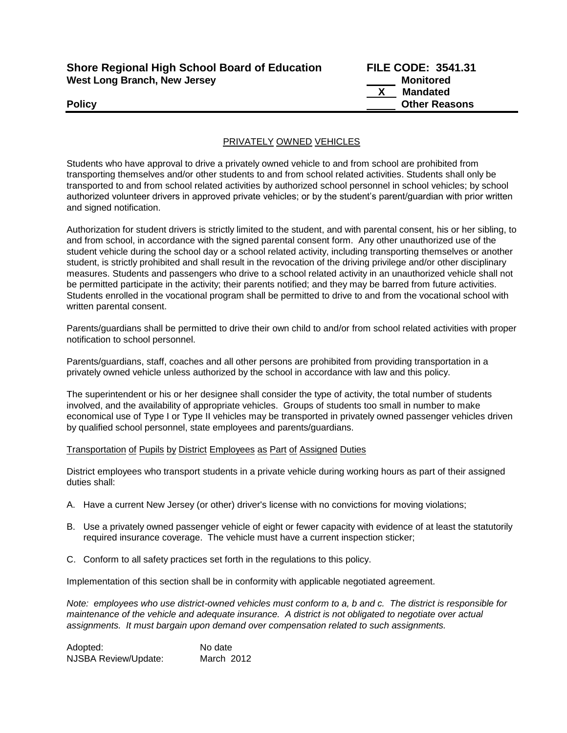**Shore Regional High School Board of Education**
**West Long Branch, New Jersey**

**FILE CODE: 3541.31**
\_\_\_\_\_ **Monitored**
\_\_X\_\_ **Mandated**
\_\_\_\_\_ **Other Reasons**

**Policy**

---

# PRIVATELY OWNED VEHICLES

Students who have approval to drive a privately owned vehicle to and from school are prohibited from transporting themselves and/or other students to and from school related activities. Students shall only be transported to and from school related activities by authorized school personnel in school vehicles; by school authorized volunteer drivers in approved private vehicles; or by the student's parent/guardian with prior written and signed notification.

Authorization for student drivers is strictly limited to the student, and with parental consent, his or her sibling, to and from school, in accordance with the signed parental consent form. Any other unauthorized use of the student vehicle during the school day or a school related activity, including transporting themselves or another student, is strictly prohibited and shall result in the revocation of the driving privilege and/or other disciplinary measures. Students and passengers who drive to a school related activity in an unauthorized vehicle shall not be permitted participate in the activity; their parents notified; and they may be barred from future activities. Students enrolled in the vocational program shall be permitted to drive to and from the vocational school with written parental consent.

Parents/guardians shall be permitted to drive their own child to and/or from school related activities with proper notification to school personnel.

Parents/guardians, staff, coaches and all other persons are prohibited from providing transportation in a privately owned vehicle unless authorized by the school in accordance with law and this policy.

The superintendent or his or her designee shall consider the type of activity, the total number of students involved, and the availability of appropriate vehicles. Groups of students too small in number to make economical use of Type I or Type II vehicles may be transported in privately owned passenger vehicles driven by qualified school personnel, state employees and parents/guardians.

## Transportation of Pupils by District Employees as Part of Assigned Duties

District employees who transport students in a private vehicle during working hours as part of their assigned duties shall:

A. Have a current New Jersey (or other) driver's license with no convictions for moving violations;

B. Use a privately owned passenger vehicle of eight or fewer capacity with evidence of at least the statutorily required insurance coverage. The vehicle must have a current inspection sticker;

C. Conform to all safety practices set forth in the regulations to this policy.

Implementation of this section shall be in conformity with applicable negotiated agreement.

*Note: employees who use district-owned vehicles must conform to a, b and c. The district is responsible for maintenance of the vehicle and adequate insurance. A district is not obligated to negotiate over actual assignments. It must bargain upon demand over compensation related to such assignments.*

Adopted: No date
NJSBA Review/Update: March 2012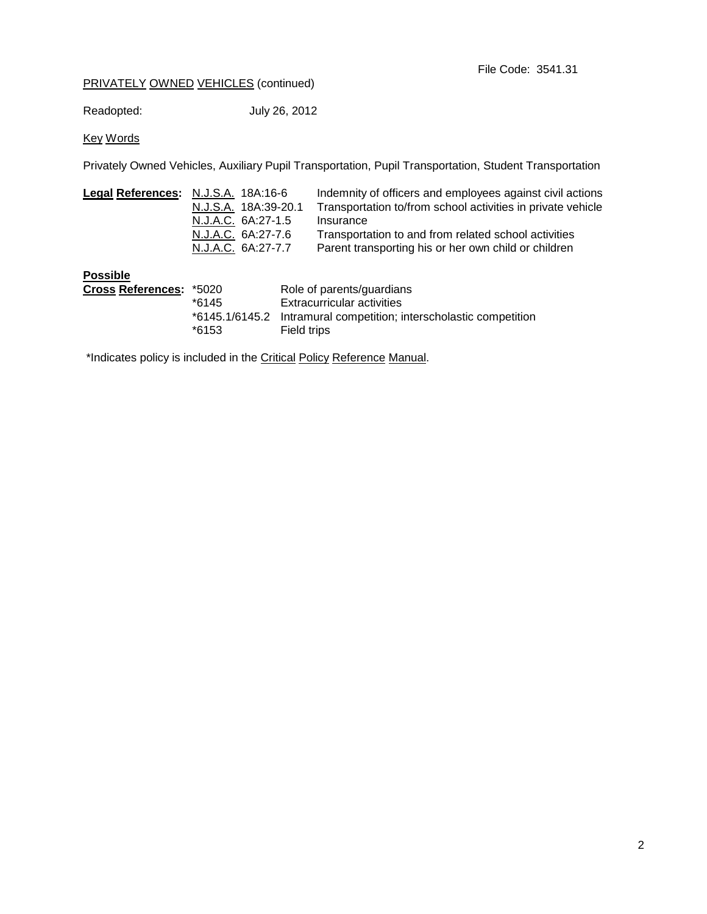File Code: 3541.31

PRIVATELY OWNED VEHICLES (continued)

Readopted: July 26, 2012

Key Words

Privately Owned Vehicles, Auxiliary Pupil Transportation, Pupil Transportation, Student Transportation

**Legal References:**

| | | |
|---|---|---|
| N.J.S.A. | 18A:16-6 | Indemnity of officers and employees against civil actions |
| N.J.S.A. | 18A:39-20.1 | Transportation to/from school activities in private vehicle |
| N.J.A.C. | 6A:27-1.5 | Insurance |
| N.J.A.C. | 6A:27-7.6 | Transportation to and from related school activities |
| N.J.A.C. | 6A:27-7.7 | Parent transporting his or her own child or children |

**Possible Cross References:**

| | |
|---|---|
| *5020 | Role of parents/guardians |
| *6145 | Extracurricular activities |
| *6145.1/6145.2 | Intramural competition; interscholastic competition |
| *6153 | Field trips |

*Indicates policy is included in the Critical Policy Reference Manual.